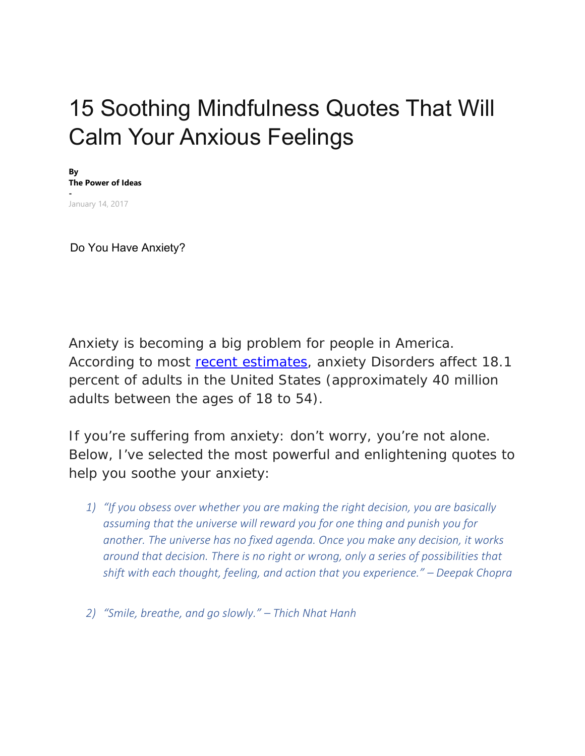# 15 Soothing Mindfulness Quotes That Will Calm Your Anxious Feelings

**By**
**The Power of Ideas**
**-**
January 14, 2017

Do You Have Anxiety?

Anxiety is becoming a big problem for people in America. According to most [recent estimates](), anxiety Disorders affect 18.1 percent of adults in the United States (approximately 40 million adults between the ages of 18 to 54).

If you're suffering from anxiety: don't worry, you're not alone. Below, I've selected the most powerful and enlightening quotes to help you soothe your anxiety:

1) *"If you obsess over whether you are making the right decision, you are basically assuming that the universe will reward you for one thing and punish you for another. The universe has no fixed agenda. Once you make any decision, it works around that decision. There is no right or wrong, only a series of possibilities that shift with each thought, feeling, and action that you experience." – Deepak Chopra*

2) *"Smile, breathe, and go slowly." – Thich Nhat Hanh*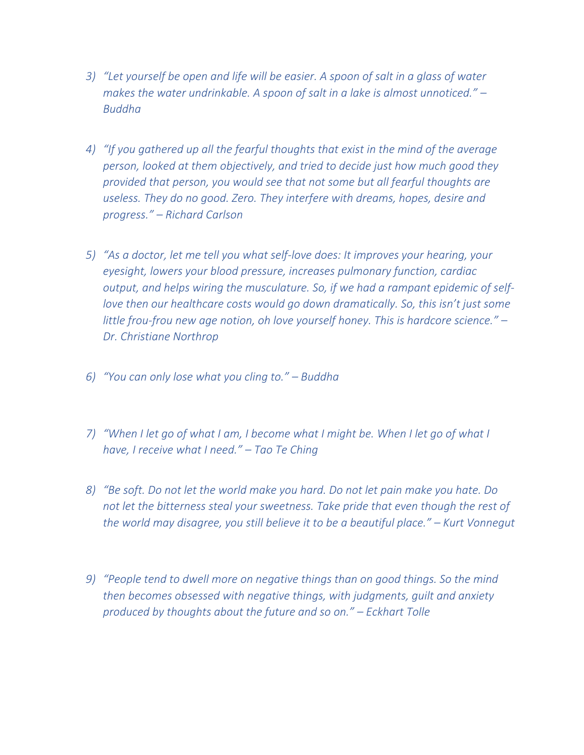3) *"Let yourself be open and life will be easier. A spoon of salt in a glass of water makes the water undrinkable. A spoon of salt in a lake is almost unnoticed." – Buddha*

4) *"If you gathered up all the fearful thoughts that exist in the mind of the average person, looked at them objectively, and tried to decide just how much good they provided that person, you would see that not some but all fearful thoughts are useless. They do no good. Zero. They interfere with dreams, hopes, desire and progress." – Richard Carlson*

5) *"As a doctor, let me tell you what self-love does: It improves your hearing, your eyesight, lowers your blood pressure, increases pulmonary function, cardiac output, and helps wiring the musculature. So, if we had a rampant epidemic of self-love then our healthcare costs would go down dramatically. So, this isn't just some little frou-frou new age notion, oh love yourself honey. This is hardcore science." – Dr. Christiane Northrop*

6) *"You can only lose what you cling to." – Buddha*

7) *"When I let go of what I am, I become what I might be. When I let go of what I have, I receive what I need." – Tao Te Ching*

8) *"Be soft. Do not let the world make you hard. Do not let pain make you hate. Do not let the bitterness steal your sweetness. Take pride that even though the rest of the world may disagree, you still believe it to be a beautiful place." – Kurt Vonnegut*

9) *"People tend to dwell more on negative things than on good things. So the mind then becomes obsessed with negative things, with judgments, guilt and anxiety produced by thoughts about the future and so on." – Eckhart Tolle*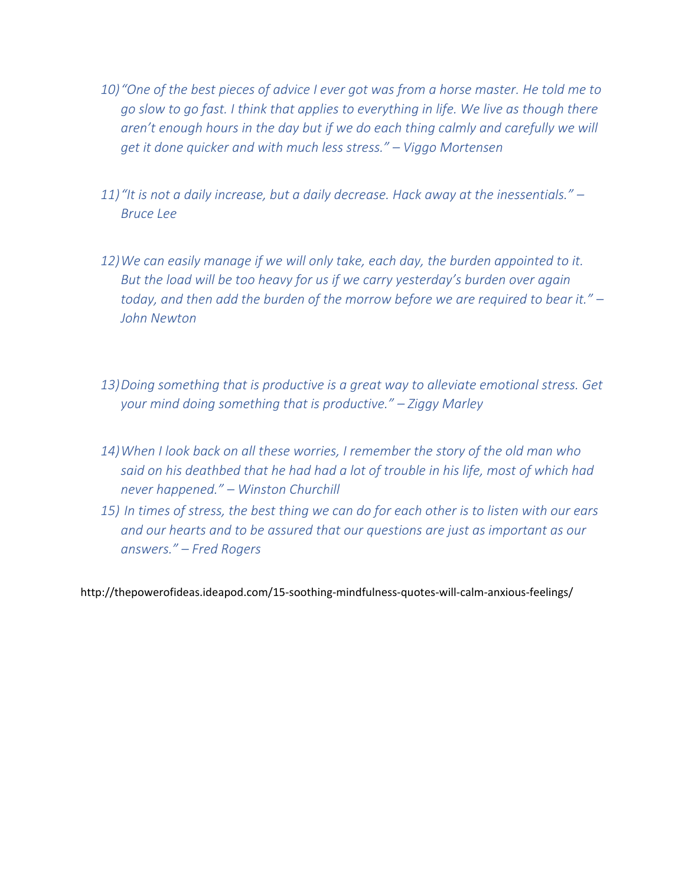10) *"One of the best pieces of advice I ever got was from a horse master. He told me to go slow to go fast. I think that applies to everything in life. We live as though there aren't enough hours in the day but if we do each thing calmly and carefully we will get it done quicker and with much less stress." – Viggo Mortensen*

11) *"It is not a daily increase, but a daily decrease. Hack away at the inessentials." – Bruce Lee*

12) *We can easily manage if we will only take, each day, the burden appointed to it. But the load will be too heavy for us if we carry yesterday's burden over again today, and then add the burden of the morrow before we are required to bear it." – John Newton*

13) *Doing something that is productive is a great way to alleviate emotional stress. Get your mind doing something that is productive." – Ziggy Marley*

14) *When I look back on all these worries, I remember the story of the old man who said on his deathbed that he had had a lot of trouble in his life, most of which had never happened." – Winston Churchill*

15) *In times of stress, the best thing we can do for each other is to listen with our ears and our hearts and to be assured that our questions are just as important as our answers." – Fred Rogers*

http://thepowerofideas.ideapod.com/15-soothing-mindfulness-quotes-will-calm-anxious-feelings/